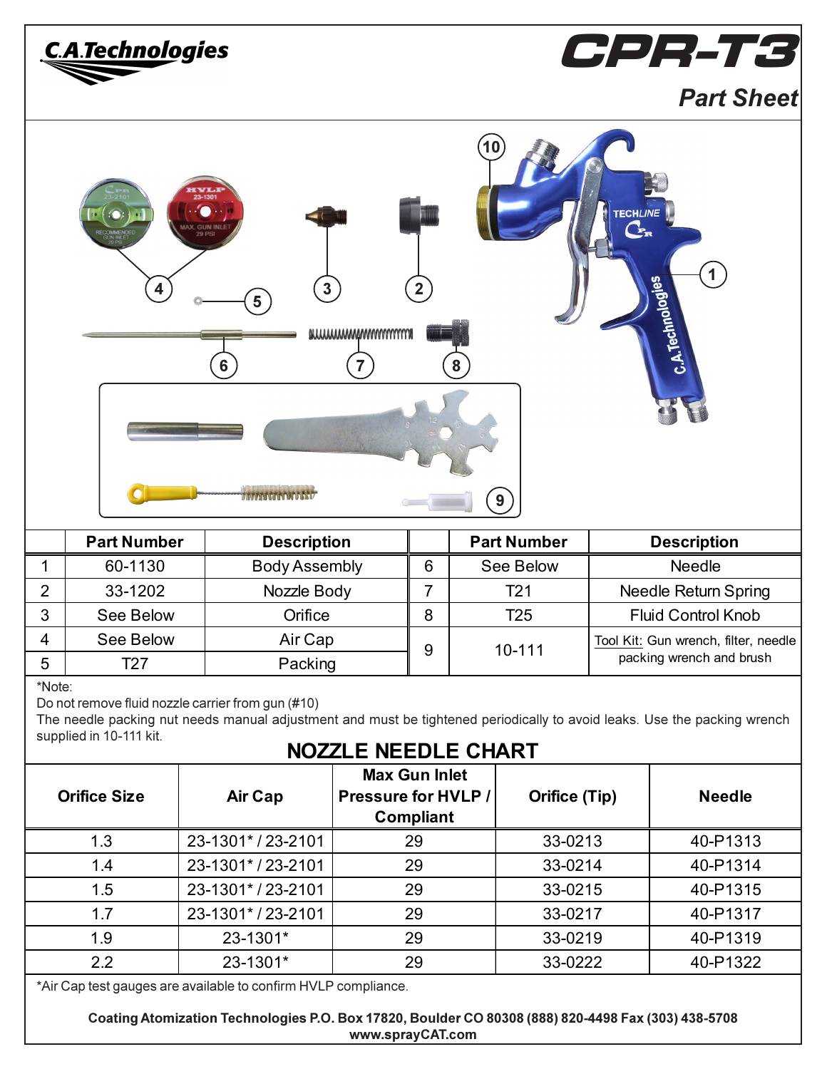# C.A.Technologies

# CPR-T3

## Part Sheet

| | Part Number | Description | | Part Number | Description |
|---|---|---|---|---|---|
| 1 | 60-1130 | Body Assembly | 6 | See Below | Needle |
| 2 | 33-1202 | Nozzle Body | 7 | T21 | Needle Return Spring |
| 3 | See Below | Orifice | 8 | T25 | Fluid Control Knob |
| 4 | See Below | Air Cap | 9 | 10-111 | Tool Kit: Gun wrench, filter, needle packing wrench and brush |
| 5 | T27 | Packing | | | |

*Note:
Do not remove fluid nozzle carrier from gun (#10)
The needle packing nut needs manual adjustment and must be tightened periodically to avoid leaks. Use the packing wrench supplied in 10-111 kit.

## NOZZLE NEEDLE CHART

| Orifice Size | Air Cap | Max Gun Inlet Pressure for HVLP / Compliant | Orifice (Tip) | Needle |
|---|---|---|---|---|
| 1.3 | 23-1301* / 23-2101 | 29 | 33-0213 | 40-P1313 |
| 1.4 | 23-1301* / 23-2101 | 29 | 33-0214 | 40-P1314 |
| 1.5 | 23-1301* / 23-2101 | 29 | 33-0215 | 40-P1315 |
| 1.7 | 23-1301* / 23-2101 | 29 | 33-0217 | 40-P1317 |
| 1.9 | 23-1301* | 29 | 33-0219 | 40-P1319 |
| 2.2 | 23-1301* | 29 | 33-0222 | 40-P1322 |

*Air Cap test gauges are available to confirm HVLP compliance.

**Coating Atomization Technologies P.O. Box 17820, Boulder CO 80308 (888) 820-4498 Fax (303) 438-5708**
**www.sprayCAT.com**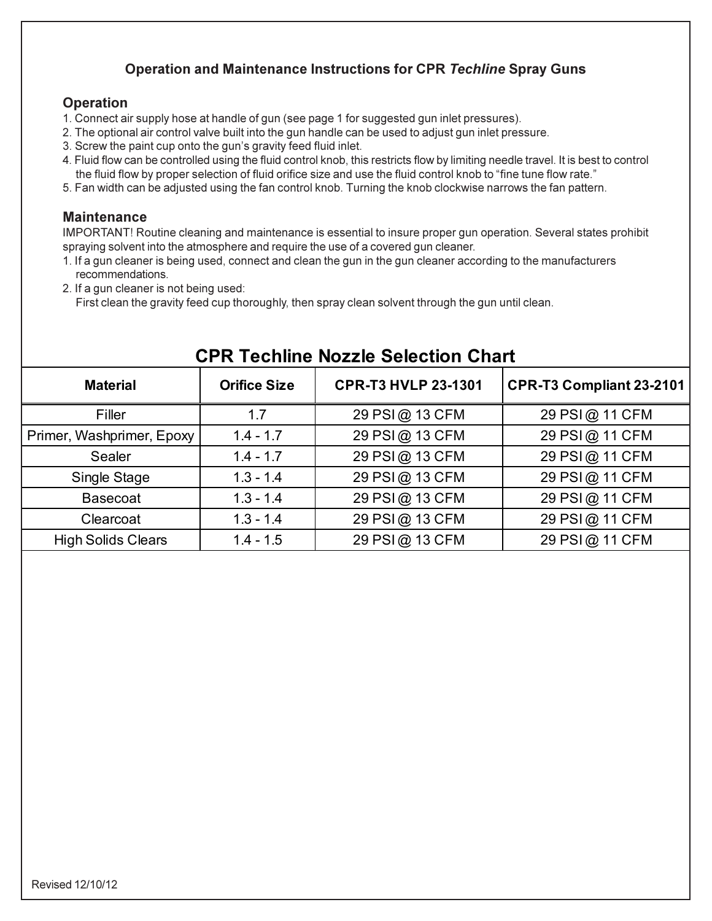## Operation and Maintenance Instructions for CPR *Techline* Spray Guns

### Operation

1. Connect air supply hose at handle of gun (see page 1 for suggested gun inlet pressures).
2. The optional air control valve built into the gun handle can be used to adjust gun inlet pressure.
3. Screw the paint cup onto the gun's gravity feed fluid inlet.
4. Fluid flow can be controlled using the fluid control knob, this restricts flow by limiting needle travel. It is best to control the fluid flow by proper selection of fluid orifice size and use the fluid control knob to "fine tune flow rate."
5. Fan width can be adjusted using the fan control knob. Turning the knob clockwise narrows the fan pattern.

### Maintenance

IMPORTANT! Routine cleaning and maintenance is essential to insure proper gun operation. Several states prohibit spraying solvent into the atmosphere and require the use of a covered gun cleaner.

1. If a gun cleaner is being used, connect and clean the gun in the gun cleaner according to the manufacturers recommendations.
2. If a gun cleaner is not being used:
   First clean the gravity feed cup thoroughly, then spray clean solvent through the gun until clean.

## CPR Techline Nozzle Selection Chart

| Material | Orifice Size | CPR-T3 HVLP 23-1301 | CPR-T3 Compliant 23-2101 |
|---|---|---|---|
| Filler | 1.7 | 29 PSI @ 13 CFM | 29 PSI @ 11 CFM |
| Primer, Washprimer, Epoxy | 1.4 - 1.7 | 29 PSI @ 13 CFM | 29 PSI @ 11 CFM |
| Sealer | 1.4 - 1.7 | 29 PSI @ 13 CFM | 29 PSI @ 11 CFM |
| Single Stage | 1.3 - 1.4 | 29 PSI @ 13 CFM | 29 PSI @ 11 CFM |
| Basecoat | 1.3 - 1.4 | 29 PSI @ 13 CFM | 29 PSI @ 11 CFM |
| Clearcoat | 1.3 - 1.4 | 29 PSI @ 13 CFM | 29 PSI @ 11 CFM |
| High Solids Clears | 1.4 - 1.5 | 29 PSI @ 13 CFM | 29 PSI @ 11 CFM |

Revised 12/10/12